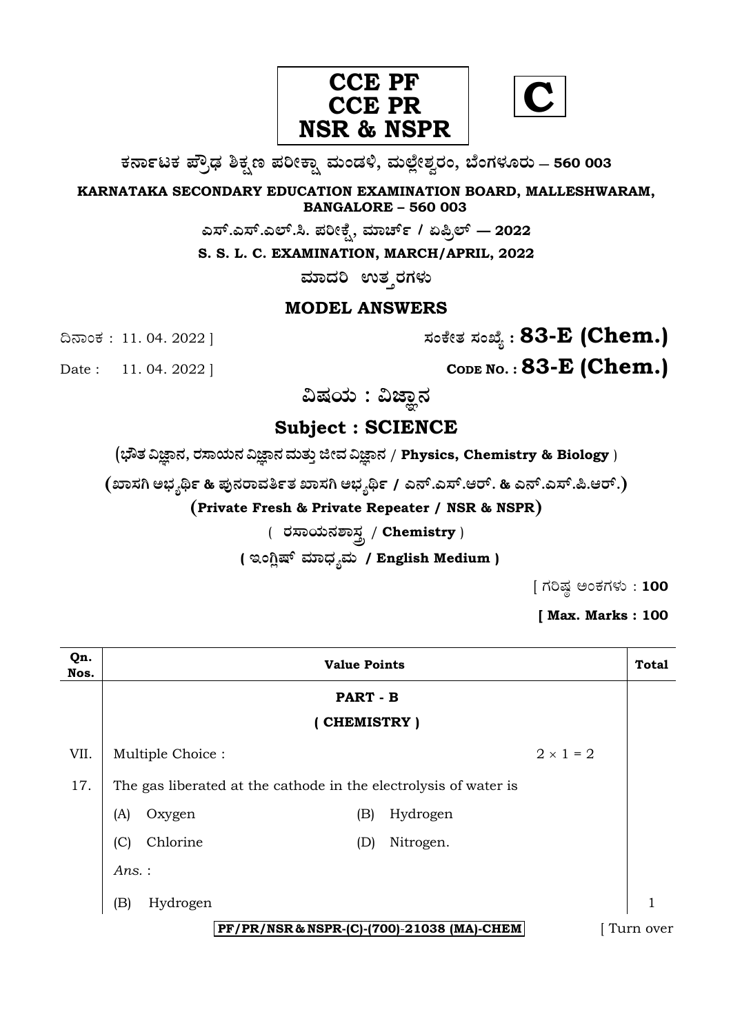**CCE PF**
**CCE PR**
**NSR & NSPR**

**C**

**ಕರ್ನಾಟಕ ಪ್ರೌಢ ಶಿಕ್ಷಣ ಪರೀಕ್ಷಾ ಮಂಡಳಿ, ಮಲ್ಲೇಶ್ವರಂ, ಬೆಂಗಳೂರು – 560 003**

**KARNATAKA SECONDARY EDUCATION EXAMINATION BOARD, MALLESHWARAM, BANGALORE – 560 003**

**ಎಸ್.ಎಸ್.ಎಲ್.ಸಿ. ಪರೀಕ್ಷೆ, ಮಾರ್ಚ್ / ಏಪ್ರಿಲ್ — 2022**

**S. S. L. C. EXAMINATION, MARCH/APRIL, 2022**

**ಮಾದರಿ ಉತ್ತರಗಳು**

## MODEL ANSWERS

ದಿನಾಂಕ : 11. 04. 2022 ] **ಸಂಕೇತ ಸಂಖ್ಯೆ : 83-E (Chem.)**

Date : 11. 04. 2022 ] **CODE NO. : 83-E (Chem.)**

**ವಿಷಯ : ವಿಜ್ಞಾನ**

## Subject : SCIENCE

**(ಭೌತ ವಿಜ್ಞಾನ, ರಸಾಯನ ವಿಜ್ಞಾನ ಮತ್ತು ಜೀವ ವಿಜ್ಞಾನ / Physics, Chemistry & Biology )**

**(ಖಾಸಗಿ ಅಭ್ಯರ್ಥಿ & ಪುನರಾವರ್ತಿತ ಖಾಸಗಿ ಅಭ್ಯರ್ಥಿ / ಎನ್.ಎಸ್.ಆರ್. & ಎನ್.ಎಸ್.ಪಿ.ಆರ್.)**

**(Private Fresh & Private Repeater / NSR & NSPR)**

( ರಸಾಯನಶಾಸ್ತ್ರ / **Chemistry** )

**( ಇಂಗ್ಲಿಷ್ ಮಾಧ್ಯಮ / English Medium )**

[ ಗರಿಷ್ಠ ಅಂಕಗಳು : **100**

**[ Max. Marks : 100**

| Qn. Nos. | Value Points | Total |
|---|---|---|
| | **PART - B** | |
| | **( CHEMISTRY )** | |
| VII. | Multiple Choice : $2 \times 1 = 2$ | |
| 17. | The gas liberated at the cathode in the electrolysis of water is | |
| | (A) Oxygen (B) Hydrogen | |
| | (C) Chlorine (D) Nitrogen. | |
| | *Ans.* : | |
| | (B) Hydrogen | 1 |

PF/PR/NSR & NSPR-(C)-(700)-21038 (MA)-CHEM

[ Turn over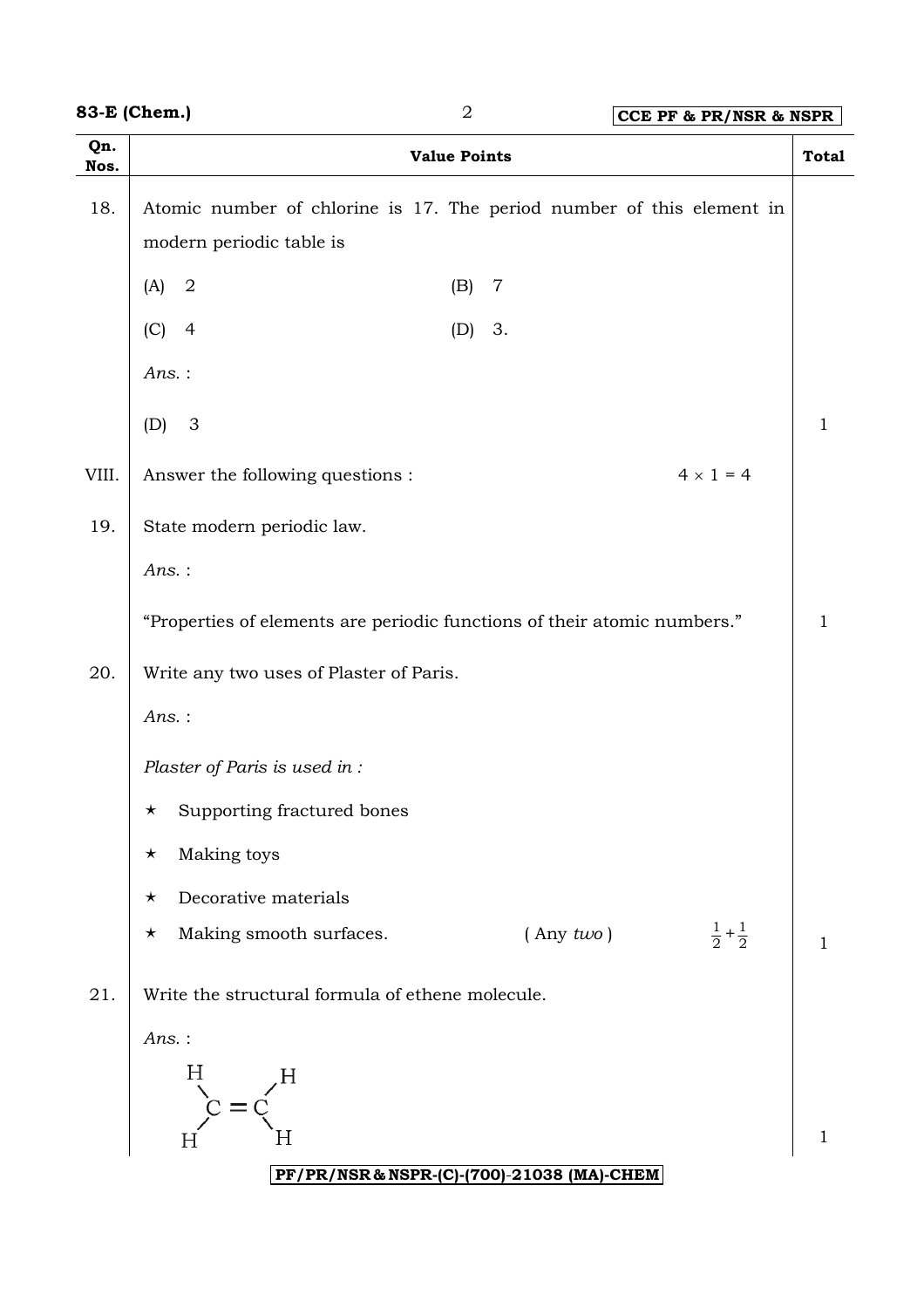| Qn. Nos. | Value Points | Total |
|---|---|---|
| 18. | Atomic number of chlorine is 17. The period number of this element in modern periodic table is | |
| | (A) 2 (B) 7 | |
| | (C) 4 (D) 3. | |
| | *Ans.* : | |
| | (D) 3 | 1 |
| VIII. | Answer the following questions : $4 \times 1 = 4$ | |
| 19. | State modern periodic law. | |
| | *Ans.* : | |
| | "Properties of elements are periodic functions of their atomic numbers." | 1 |
| 20. | Write any two uses of Plaster of Paris. | |
| | *Ans.* : | |
| | *Plaster of Paris is used in :* | |
| | ⋆ Supporting fractured bones | |
| | ⋆ Making toys | |
| | ⋆ Decorative materials | |
| | ⋆ Making smooth surfaces. ( Any *two* ) $\frac{1}{2} + \frac{1}{2}$ | 1 |
| 21. | Write the structural formula of ethene molecule. | |
| | *Ans.* : | |
| | $H_2C = CH_2$ (each C bonded to two H atoms, C = C double bond) | 1 |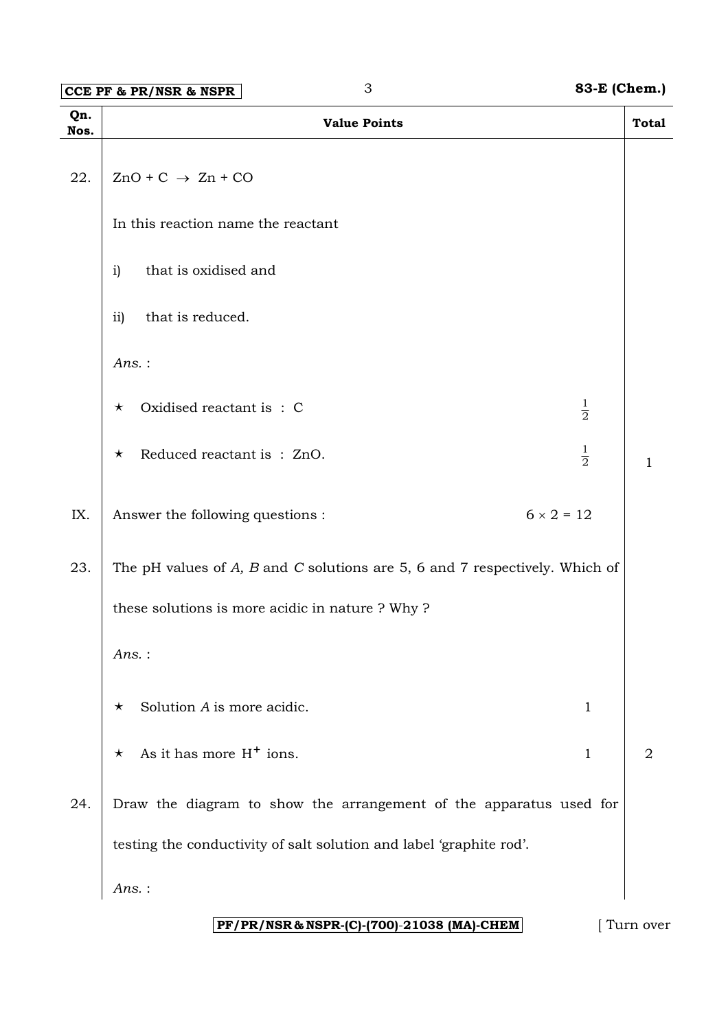| Qn. Nos. | Value Points | | Total |
|---|---|---|---|
| 22. | $ZnO + C \rightarrow Zn + CO$ | | |
| | In this reaction name the reactant | | |
| | i) that is oxidised and | | |
| | ii) that is reduced. | | |
| | *Ans.* : | | |
| | ★ Oxidised reactant is : C | $\frac{1}{2}$ | |
| | ★ Reduced reactant is : ZnO. | $\frac{1}{2}$ | 1 |
| IX. | Answer the following questions : | $6 \times 2 = 12$ | |
| 23. | The pH values of *A, B* and *C* solutions are 5, 6 and 7 respectively. Which of these solutions is more acidic in nature ? Why ? | | |
| | *Ans.* : | | |
| | ★ Solution *A* is more acidic. | 1 | |
| | ★ As it has more $H^+$ ions. | 1 | 2 |
| 24. | Draw the diagram to show the arrangement of the apparatus used for testing the conductivity of salt solution and label 'graphite rod'. | | |
| | *Ans.* : | | |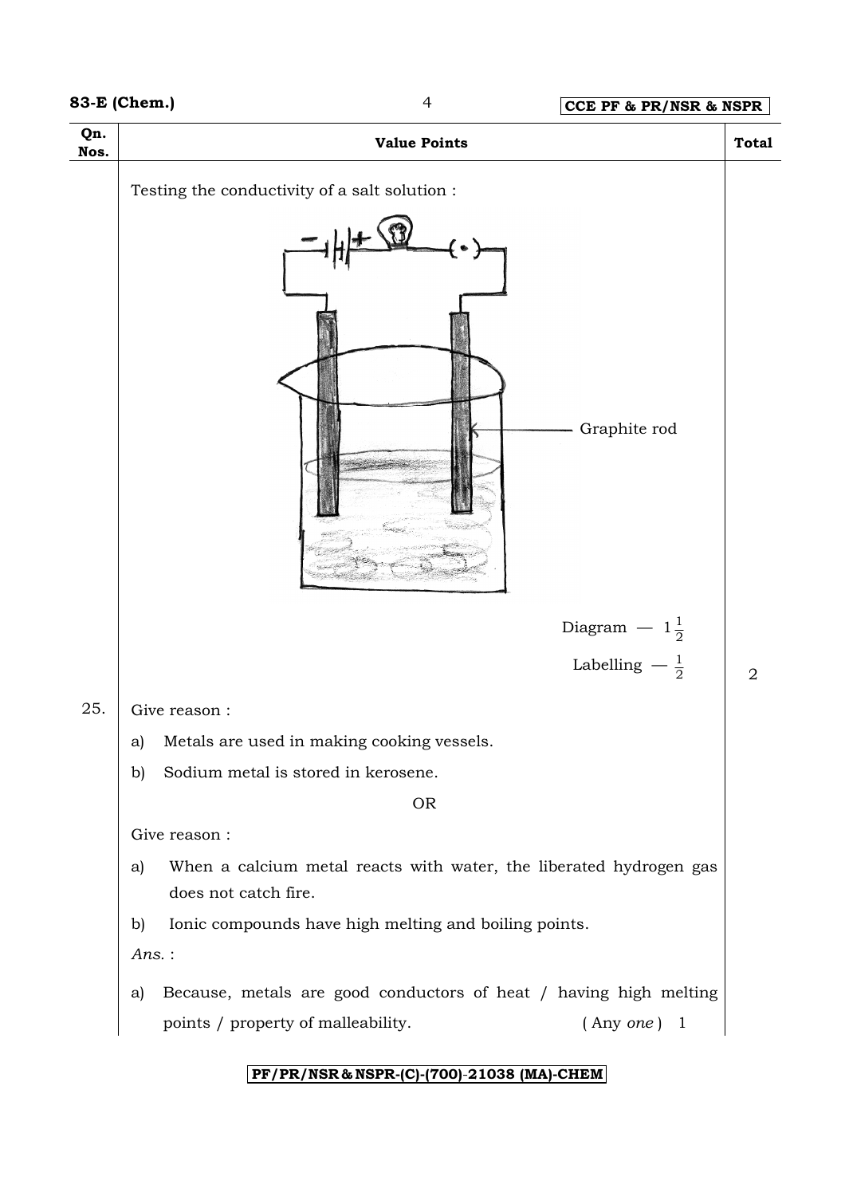| Qn. Nos. | Value Points | Total |
|---|---|---|
| | Testing the conductivity of a salt solution : | |
| | Graphite rod | |
| | Diagram — $1\frac{1}{2}$ | |
| | Labelling — $\frac{1}{2}$ | 2 |
| 25. | Give reason : | |
| | a) Metals are used in making cooking vessels. | |
| | b) Sodium metal is stored in kerosene. | |
| | OR | |
| | Give reason : | |
| | a) When a calcium metal reacts with water, the liberated hydrogen gas does not catch fire. | |
| | b) Ionic compounds have high melting and boiling points. | |
| | *Ans.* : | |
| | a) Because, metals are good conductors of heat / having high melting points / property of malleability. ( Any *one* ) 1 | |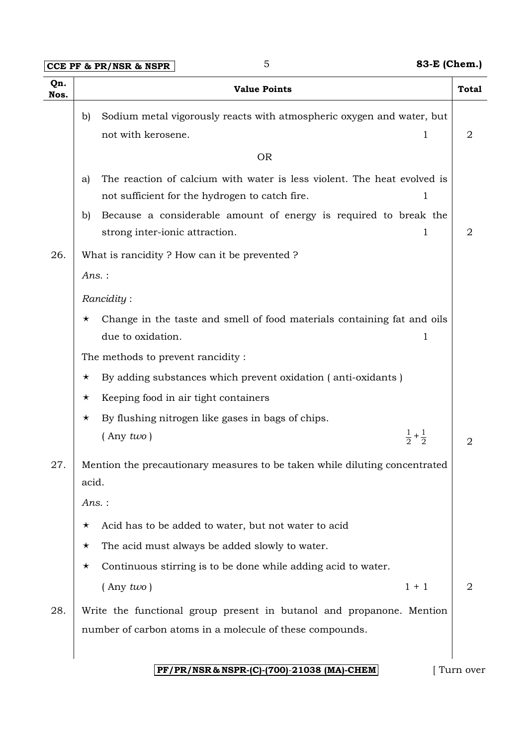| Qn. Nos. | Value Points | Total |
|---|---|---|
| | b) Sodium metal vigorously reacts with atmospheric oxygen and water, but not with kerosene. 1 | 2 |
| | OR | |
| | a) The reaction of calcium with water is less violent. The heat evolved is not sufficient for the hydrogen to catch fire. 1 | |
| | b) Because a considerable amount of energy is required to break the strong inter-ionic attraction. 1 | 2 |
| 26. | What is rancidity ? How can it be prevented ? | |
| | *Ans.* : | |
| | *Rancidity* : | |
| | ★ Change in the taste and smell of food materials containing fat and oils due to oxidation. 1 | |
| | The methods to prevent rancidity : | |
| | ★ By adding substances which prevent oxidation ( anti-oxidants ) | |
| | ★ Keeping food in air tight containers | |
| | ★ By flushing nitrogen like gases in bags of chips. | |
| | ( Any *two* ) $\frac{1}{2}+\frac{1}{2}$ | 2 |
| 27. | Mention the precautionary measures to be taken while diluting concentrated acid. | |
| | *Ans.* : | |
| | ★ Acid has to be added to water, but not water to acid | |
| | ★ The acid must always be added slowly to water. | |
| | ★ Continuous stirring is to be done while adding acid to water. | |
| | ( Any *two* ) 1 + 1 | 2 |
| 28. | Write the functional group present in butanol and propanone. Mention number of carbon atoms in a molecule of these compounds. | |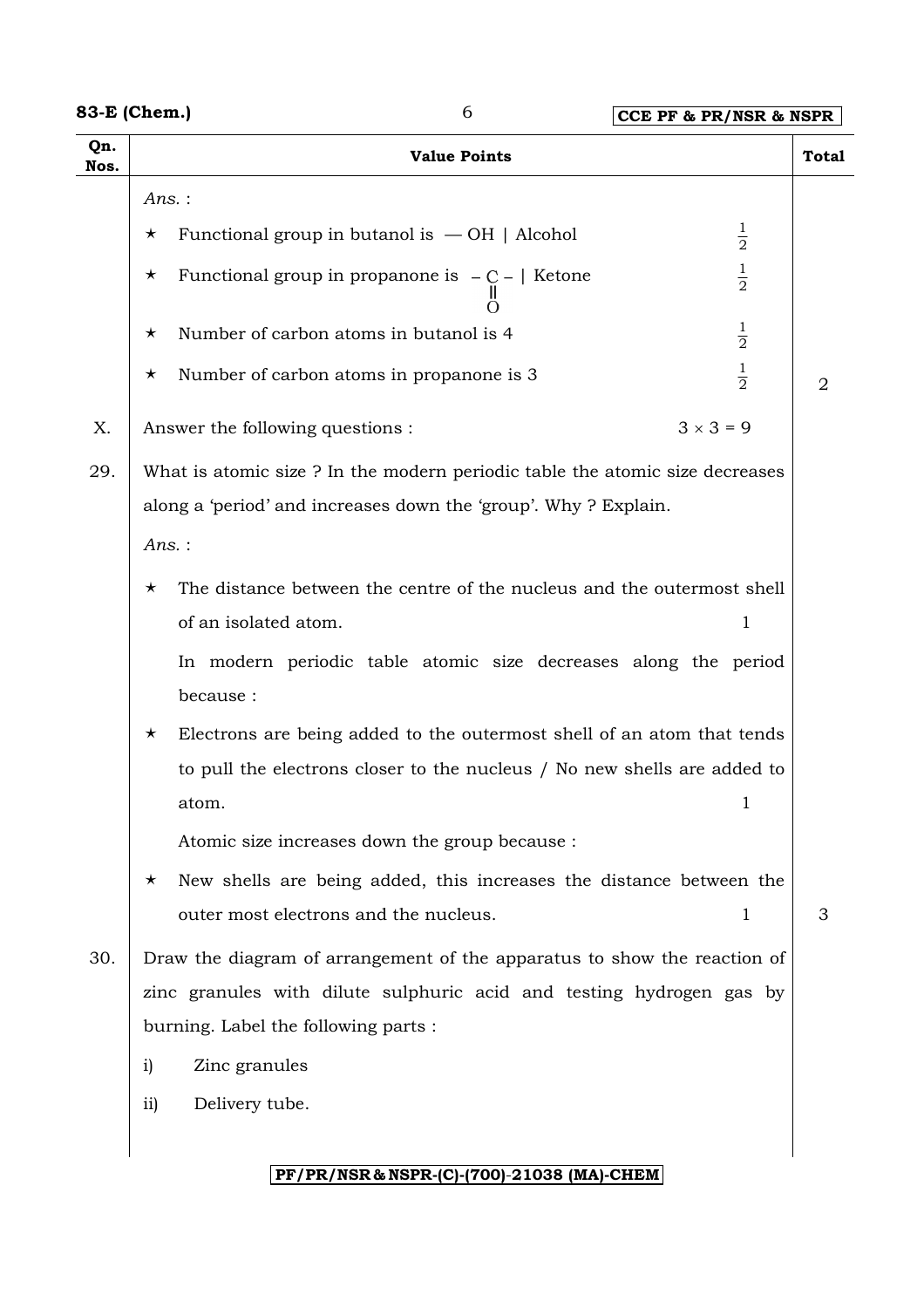| Qn. Nos. | Value Points | Total |
|---|---|---|
| | *Ans.* : | |
| | ★ Functional group in butanol is — OH \| Alcohol $\frac{1}{2}$ | |
| | ★ Functional group in propanone is $-\overset{\displaystyle O}{\overset{\Vert}{C}}-$ \| Ketone $\frac{1}{2}$ | |
| | ★ Number of carbon atoms in butanol is 4 $\frac{1}{2}$ | |
| | ★ Number of carbon atoms in propanone is 3 $\frac{1}{2}$ | 2 |
| X. | Answer the following questions : $3 \times 3 = 9$ | |
| 29. | What is atomic size ? In the modern periodic table the atomic size decreases along a 'period' and increases down the 'group'. Why ? Explain. | |
| | *Ans.* : | |
| | ★ The distance between the centre of the nucleus and the outermost shell of an isolated atom. 1 | |
| | In modern periodic table atomic size decreases along the period because : | |
| | ★ Electrons are being added to the outermost shell of an atom that tends to pull the electrons closer to the nucleus / No new shells are added to atom. 1 | |
| | Atomic size increases down the group because : | |
| | ★ New shells are being added, this increases the distance between the outer most electrons and the nucleus. 1 | 3 |
| 30. | Draw the diagram of arrangement of the apparatus to show the reaction of zinc granules with dilute sulphuric acid and testing hydrogen gas by burning. Label the following parts : | |
| | i) Zinc granules | |
| | ii) Delivery tube. | |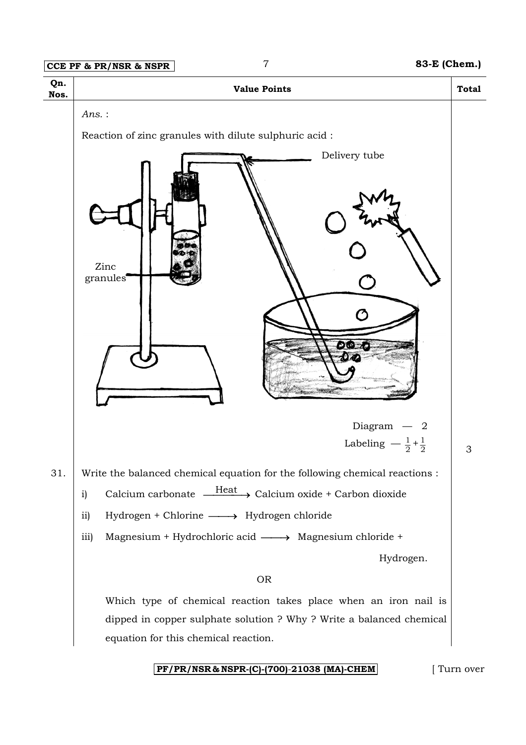| Qn. Nos. | Value Points | Total |
|---|---|---|
| | *Ans.* : | |
| | Reaction of zinc granules with dilute sulphuric acid : | |
| | Delivery tube | |
| | Zinc granules | |
| | Diagram — 2 | |
| | Labeling — $\frac{1}{2} + \frac{1}{2}$ | 3 |
| 31. | Write the balanced chemical equation for the following chemical reactions : | |
| | i) Calcium carbonate $\xrightarrow{\text{Heat}}$ Calcium oxide + Carbon dioxide | |
| | ii) Hydrogen + Chlorine $\longrightarrow$ Hydrogen chloride | |
| | iii) Magnesium + Hydrochloric acid $\longrightarrow$ Magnesium chloride + Hydrogen. | |
| | OR | |
| | Which type of chemical reaction takes place when an iron nail is dipped in copper sulphate solution ? Why ? Write a balanced chemical equation for this chemical reaction. | |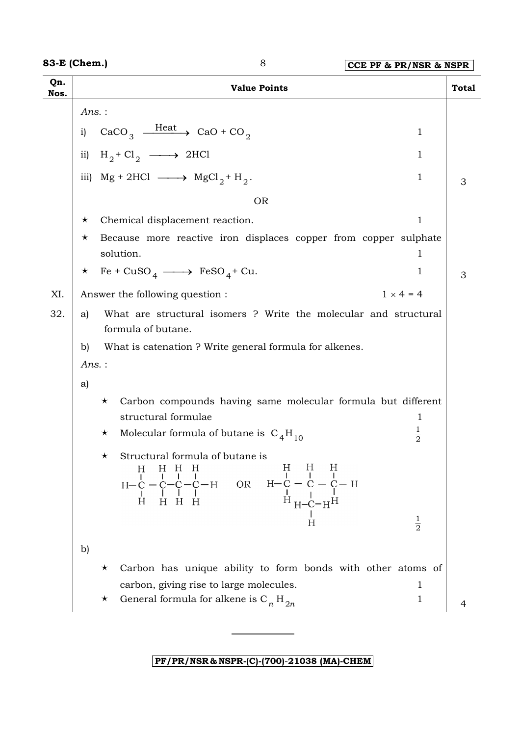| Qn. Nos. | Value Points | Total |
|---|---|---|
| | *Ans.* : | |
| | i) $CaCO_3 \xrightarrow{\text{Heat}} CaO + CO_2$ &nbsp;&nbsp; 1 | |
| | ii) $H_2 + Cl_2 \longrightarrow 2HCl$ &nbsp;&nbsp; 1 | |
| | iii) $Mg + 2HCl \longrightarrow MgCl_2 + H_2$. &nbsp;&nbsp; 1 | 3 |
| | OR | |
| | ★ Chemical displacement reaction. &nbsp;&nbsp; 1 | |
| | ★ Because more reactive iron displaces copper from copper sulphate solution. &nbsp;&nbsp; 1 | |
| | ★ $Fe + CuSO_4 \longrightarrow FeSO_4 + Cu$. &nbsp;&nbsp; 1 | 3 |
| XI. | Answer the following question : &nbsp;&nbsp; $1 \times 4 = 4$ | |
| 32. | a) What are structural isomers ? Write the molecular and structural formula of butane. | |
| | b) What is catenation ? Write general formula for alkenes. | |
| | *Ans.* : | |
| | a) | |
| | ★ Carbon compounds having same molecular formula but different structural formulae &nbsp;&nbsp; 1 | |
| | ★ Molecular formula of butane is $C_4H_{10}$ &nbsp;&nbsp; $\frac{1}{2}$ | |
| | ★ Structural formula of butane is $CH_3-CH_2-CH_2-CH_3$ (all H shown: H–C(H)(H)–C(H)(H)–C(H)(H)–C(H)(H)–H) OR $CH_3-CH(CH_3)-CH_3$ (all H shown: H–C(H)(H)–C(H)(–C(H)(H)–H)–C(H)(H)–H) &nbsp;&nbsp; $\frac{1}{2}$ | |
| | b) | |
| | ★ Carbon has unique ability to form bonds with other atoms of carbon, giving rise to large molecules. &nbsp;&nbsp; 1 | |
| | ★ General formula for alkene is $C_nH_{2n}$ &nbsp;&nbsp; 1 | 4 |

PF/PR/NSR & NSPR-(C)-(700)-21038 (MA)-CHEM